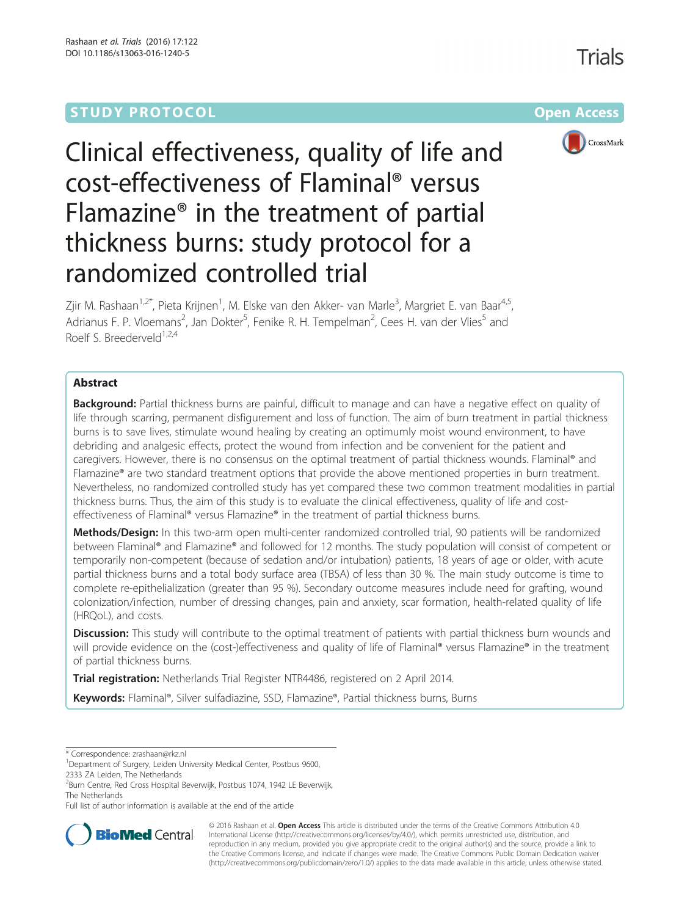STUDY PROTOCOL Open Access

# Clinical effectiveness, quality of life and cost-effectiveness of Flaminal® versus Flamazine® in the treatment of partial thickness burns: study protocol for a randomized controlled trial

Zjir M. Rashaan[1,2*], Pieta Krijnen[1], M. Elske van den Akker- van Marle[3], Margriet E. van Baar[4,5], Adrianus F. P. Vloemans[2], Jan Dokter[5], Fenike R. H. Tempelman[2], Cees H. van der Vlies[5] and Roelf S. Breederveld[1,2,4]

## Abstract

**Background:** Partial thickness burns are painful, difficult to manage and can have a negative effect on quality of life through scarring, permanent disfigurement and loss of function. The aim of burn treatment in partial thickness burns is to save lives, stimulate wound healing by creating an optimumly moist wound environment, to have debriding and analgesic effects, protect the wound from infection and be convenient for the patient and caregivers. However, there is no consensus on the optimal treatment of partial thickness wounds. Flaminal® and Flamazine® are two standard treatment options that provide the above mentioned properties in burn treatment. Nevertheless, no randomized controlled study has yet compared these two common treatment modalities in partial thickness burns. Thus, the aim of this study is to evaluate the clinical effectiveness, quality of life and cost-effectiveness of Flaminal® versus Flamazine® in the treatment of partial thickness burns.

**Methods/Design:** In this two-arm open multi-center randomized controlled trial, 90 patients will be randomized between Flaminal® and Flamazine® and followed for 12 months. The study population will consist of competent or temporarily non-competent (because of sedation and/or intubation) patients, 18 years of age or older, with acute partial thickness burns and a total body surface area (TBSA) of less than 30 %. The main study outcome is time to complete re-epithelialization (greater than 95 %). Secondary outcome measures include need for grafting, wound colonization/infection, number of dressing changes, pain and anxiety, scar formation, health-related quality of life (HRQoL), and costs.

**Discussion:** This study will contribute to the optimal treatment of patients with partial thickness burn wounds and will provide evidence on the (cost-)effectiveness and quality of life of Flaminal® versus Flamazine® in the treatment of partial thickness burns.

**Trial registration:** Netherlands Trial Register NTR4486, registered on 2 April 2014.

**Keywords:** Flaminal®, Silver sulfadiazine, SSD, Flamazine®, Partial thickness burns, Burns

---

\* Correspondence: zrashaan@rkz.nl
[1]Department of Surgery, Leiden University Medical Center, Postbus 9600, 2333 ZA Leiden, The Netherlands
[2]Burn Centre, Red Cross Hospital Beverwijk, Postbus 1074, 1942 LE Beverwijk, The Netherlands
Full list of author information is available at the end of the article

© 2016 Rashaan et al. **Open Access** This article is distributed under the terms of the Creative Commons Attribution 4.0 International License (http://creativecommons.org/licenses/by/4.0/), which permits unrestricted use, distribution, and reproduction in any medium, provided you give appropriate credit to the original author(s) and the source, provide a link to the Creative Commons license, and indicate if changes were made. The Creative Commons Public Domain Dedication waiver (http://creativecommons.org/publicdomain/zero/1.0/) applies to the data made available in this article, unless otherwise stated.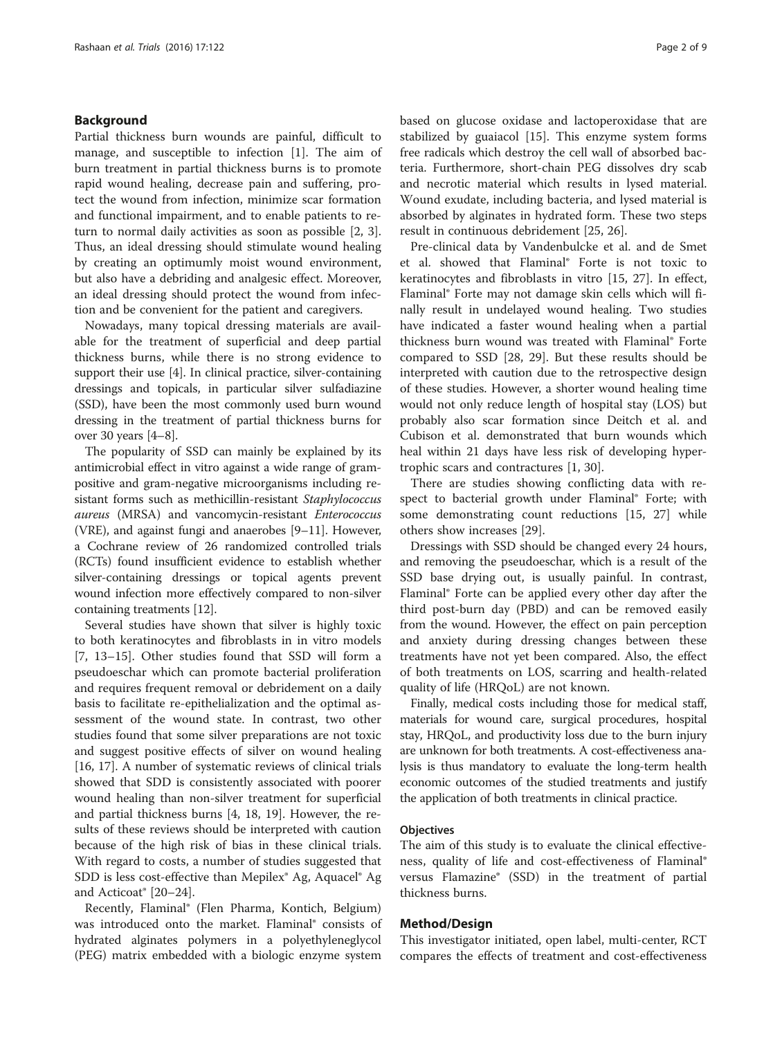## Background

Partial thickness burn wounds are painful, difficult to manage, and susceptible to infection [1]. The aim of burn treatment in partial thickness burns is to promote rapid wound healing, decrease pain and suffering, protect the wound from infection, minimize scar formation and functional impairment, and to enable patients to return to normal daily activities as soon as possible [2, 3]. Thus, an ideal dressing should stimulate wound healing by creating an optimumly moist wound environment, but also have a debriding and analgesic effect. Moreover, an ideal dressing should protect the wound from infection and be convenient for the patient and caregivers.

Nowadays, many topical dressing materials are available for the treatment of superficial and deep partial thickness burns, while there is no strong evidence to support their use [4]. In clinical practice, silver-containing dressings and topicals, in particular silver sulfadiazine (SSD), have been the most commonly used burn wound dressing in the treatment of partial thickness burns for over 30 years [4–8].

The popularity of SSD can mainly be explained by its antimicrobial effect in vitro against a wide range of gram-positive and gram-negative microorganisms including resistant forms such as methicillin-resistant *Staphylococcus aureus* (MRSA) and vancomycin-resistant *Enterococcus* (VRE), and against fungi and anaerobes [9–11]. However, a Cochrane review of 26 randomized controlled trials (RCTs) found insufficient evidence to establish whether silver-containing dressings or topical agents prevent wound infection more effectively compared to non-silver containing treatments [12].

Several studies have shown that silver is highly toxic to both keratinocytes and fibroblasts in in vitro models [7, 13–15]. Other studies found that SSD will form a pseudoeschar which can promote bacterial proliferation and requires frequent removal or debridement on a daily basis to facilitate re-epithelialization and the optimal assessment of the wound state. In contrast, two other studies found that some silver preparations are not toxic and suggest positive effects of silver on wound healing [16, 17]. A number of systematic reviews of clinical trials showed that SDD is consistently associated with poorer wound healing than non-silver treatment for superficial and partial thickness burns [4, 18, 19]. However, the results of these reviews should be interpreted with caution because of the high risk of bias in these clinical trials. With regard to costs, a number of studies suggested that SDD is less cost-effective than Mepilex® Ag, Aquacel® Ag and Acticoat® [20–24].

Recently, Flaminal® (Flen Pharma, Kontich, Belgium) was introduced onto the market. Flaminal® consists of hydrated alginates polymers in a polyethyleneglycol (PEG) matrix embedded with a biologic enzyme system based on glucose oxidase and lactoperoxidase that are stabilized by guaiacol [15]. This enzyme system forms free radicals which destroy the cell wall of absorbed bacteria. Furthermore, short-chain PEG dissolves dry scab and necrotic material which results in lysed material. Wound exudate, including bacteria, and lysed material is absorbed by alginates in hydrated form. These two steps result in continuous debridement [25, 26].

Pre-clinical data by Vandenbulcke et al. and de Smet et al. showed that Flaminal® Forte is not toxic to keratinocytes and fibroblasts in vitro [15, 27]. In effect, Flaminal® Forte may not damage skin cells which will finally result in undelayed wound healing. Two studies have indicated a faster wound healing when a partial thickness burn wound was treated with Flaminal® Forte compared to SSD [28, 29]. But these results should be interpreted with caution due to the retrospective design of these studies. However, a shorter wound healing time would not only reduce length of hospital stay (LOS) but probably also scar formation since Deitch et al. and Cubison et al. demonstrated that burn wounds which heal within 21 days have less risk of developing hypertrophic scars and contractures [1, 30].

There are studies showing conflicting data with respect to bacterial growth under Flaminal® Forte; with some demonstrating count reductions [15, 27] while others show increases [29].

Dressings with SSD should be changed every 24 hours, and removing the pseudoeschar, which is a result of the SSD base drying out, is usually painful. In contrast, Flaminal® Forte can be applied every other day after the third post-burn day (PBD) and can be removed easily from the wound. However, the effect on pain perception and anxiety during dressing changes between these treatments have not yet been compared. Also, the effect of both treatments on LOS, scarring and health-related quality of life (HRQoL) are not known.

Finally, medical costs including those for medical staff, materials for wound care, surgical procedures, hospital stay, HRQoL, and productivity loss due to the burn injury are unknown for both treatments. A cost-effectiveness analysis is thus mandatory to evaluate the long-term health economic outcomes of the studied treatments and justify the application of both treatments in clinical practice.

### Objectives

The aim of this study is to evaluate the clinical effectiveness, quality of life and cost-effectiveness of Flaminal® versus Flamazine® (SSD) in the treatment of partial thickness burns.

## Method/Design

This investigator initiated, open label, multi-center, RCT compares the effects of treatment and cost-effectiveness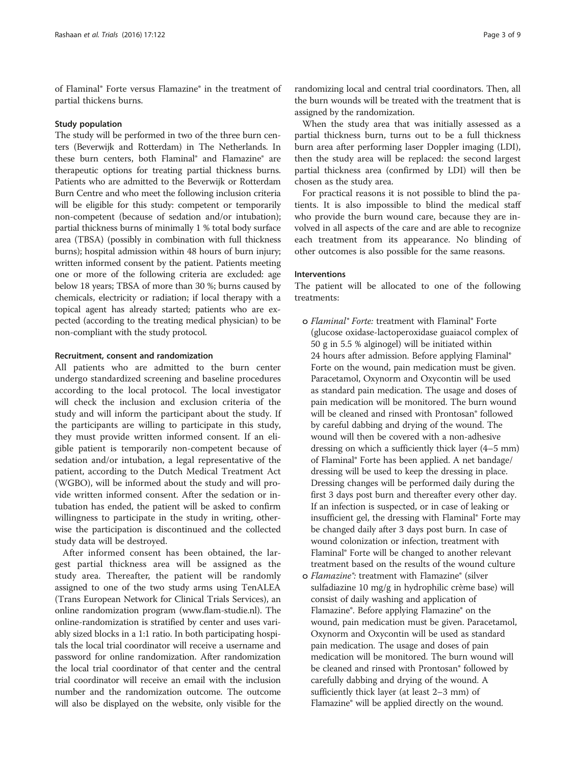of Flaminal® Forte versus Flamazine® in the treatment of partial thickens burns.

### Study population

The study will be performed in two of the three burn centers (Beverwijk and Rotterdam) in The Netherlands. In these burn centers, both Flaminal® and Flamazine® are therapeutic options for treating partial thickness burns. Patients who are admitted to the Beverwijk or Rotterdam Burn Centre and who meet the following inclusion criteria will be eligible for this study: competent or temporarily non-competent (because of sedation and/or intubation); partial thickness burns of minimally 1 % total body surface area (TBSA) (possibly in combination with full thickness burns); hospital admission within 48 hours of burn injury; written informed consent by the patient. Patients meeting one or more of the following criteria are excluded: age below 18 years; TBSA of more than 30 %; burns caused by chemicals, electricity or radiation; if local therapy with a topical agent has already started; patients who are expected (according to the treating medical physician) to be non-compliant with the study protocol.

### Recruitment, consent and randomization

All patients who are admitted to the burn center undergo standardized screening and baseline procedures according to the local protocol. The local investigator will check the inclusion and exclusion criteria of the study and will inform the participant about the study. If the participants are willing to participate in this study, they must provide written informed consent. If an eligible patient is temporarily non-competent because of sedation and/or intubation, a legal representative of the patient, according to the Dutch Medical Treatment Act (WGBO), will be informed about the study and will provide written informed consent. After the sedation or intubation has ended, the patient will be asked to confirm willingness to participate in the study in writing, otherwise the participation is discontinued and the collected study data will be destroyed.

After informed consent has been obtained, the largest partial thickness area will be assigned as the study area. Thereafter, the patient will be randomly assigned to one of the two study arms using TenALEA (Trans European Network for Clinical Trials Services), an online randomization program (www.flam-studie.nl). The online-randomization is stratified by center and uses variably sized blocks in a 1:1 ratio. In both participating hospitals the local trial coordinator will receive a username and password for online randomization. After randomization the local trial coordinator of that center and the central trial coordinator will receive an email with the inclusion number and the randomization outcome. The outcome will also be displayed on the website, only visible for the randomizing local and central trial coordinators. Then, all the burn wounds will be treated with the treatment that is assigned by the randomization.

When the study area that was initially assessed as a partial thickness burn, turns out to be a full thickness burn area after performing laser Doppler imaging (LDI), then the study area will be replaced: the second largest partial thickness area (confirmed by LDI) will then be chosen as the study area.

For practical reasons it is not possible to blind the patients. It is also impossible to blind the medical staff who provide the burn wound care, because they are involved in all aspects of the care and are able to recognize each treatment from its appearance. No blinding of other outcomes is also possible for the same reasons.

### Interventions

The patient will be allocated to one of the following treatments:

- *Flaminal® Forte:* treatment with Flaminal® Forte (glucose oxidase-lactoperoxidase guaiacol complex of 50 g in 5.5 % alginogel) will be initiated within 24 hours after admission. Before applying Flaminal® Forte on the wound, pain medication must be given. Paracetamol, Oxynorm and Oxycontin will be used as standard pain medication. The usage and doses of pain medication will be monitored. The burn wound will be cleaned and rinsed with Prontosan® followed by careful dabbing and drying of the wound. The wound will then be covered with a non-adhesive dressing on which a sufficiently thick layer (4–5 mm) of Flaminal® Forte has been applied. A net bandage/dressing will be used to keep the dressing in place. Dressing changes will be performed daily during the first 3 days post burn and thereafter every other day. If an infection is suspected, or in case of leaking or insufficient gel, the dressing with Flaminal® Forte may be changed daily after 3 days post burn. In case of wound colonization or infection, treatment with Flaminal® Forte will be changed to another relevant treatment based on the results of the wound culture
- *Flamazine®:* treatment with Flamazine® (silver sulfadiazine 10 mg/g in hydrophilic crème base) will consist of daily washing and application of Flamazine®. Before applying Flamazine® on the wound, pain medication must be given. Paracetamol, Oxynorm and Oxycontin will be used as standard pain medication. The usage and doses of pain medication will be monitored. The burn wound will be cleaned and rinsed with Prontosan® followed by carefully dabbing and drying of the wound. A sufficiently thick layer (at least 2–3 mm) of Flamazine® will be applied directly on the wound.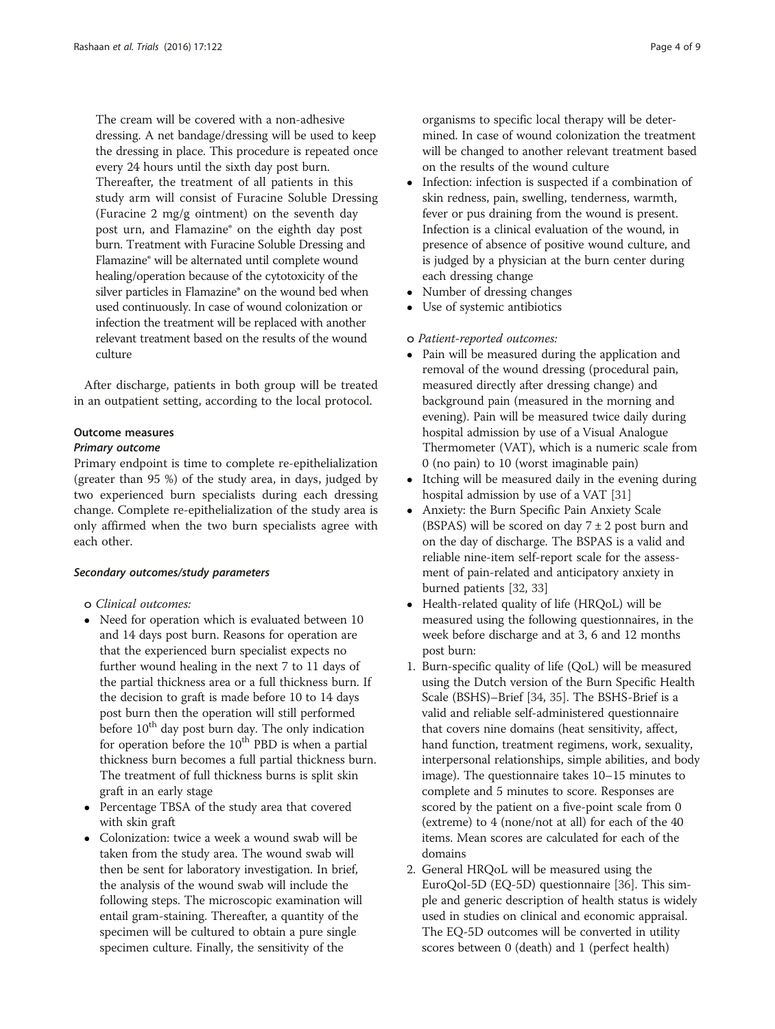The cream will be covered with a non-adhesive dressing. A net bandage/dressing will be used to keep the dressing in place. This procedure is repeated once every 24 hours until the sixth day post burn. Thereafter, the treatment of all patients in this study arm will consist of Furacine Soluble Dressing (Furacine 2 mg/g ointment) on the seventh day post urn, and Flamazine® on the eighth day post burn. Treatment with Furacine Soluble Dressing and Flamazine® will be alternated until complete wound healing/operation because of the cytotoxicity of the silver particles in Flamazine® on the wound bed when used continuously. In case of wound colonization or infection the treatment will be replaced with another relevant treatment based on the results of the wound culture

After discharge, patients in both group will be treated in an outpatient setting, according to the local protocol.

### Outcome measures

#### Primary outcome

Primary endpoint is time to complete re-epithelialization (greater than 95 %) of the study area, in days, judged by two experienced burn specialists during each dressing change. Complete re-epithelialization of the study area is only affirmed when the two burn specialists agree with each other.

#### Secondary outcomes/study parameters

- *Clinical outcomes:*
  - Need for operation which is evaluated between 10 and 14 days post burn. Reasons for operation are that the experienced burn specialist expects no further wound healing in the next 7 to 11 days of the partial thickness area or a full thickness burn. If the decision to graft is made before 10 to 14 days post burn then the operation will still performed before $10^{th}$ day post burn day. The only indication for operation before the $10^{th}$ PBD is when a partial thickness burn becomes a full partial thickness burn. The treatment of full thickness burns is split skin graft in an early stage
  - Percentage TBSA of the study area that covered with skin graft
  - Colonization: twice a week a wound swab will be taken from the study area. The wound swab will then be sent for laboratory investigation. In brief, the analysis of the wound swab will include the following steps. The microscopic examination will entail gram-staining. Thereafter, a quantity of the specimen will be cultured to obtain a pure single specimen culture. Finally, the sensitivity of the organisms to specific local therapy will be determined. In case of wound colonization the treatment will be changed to another relevant treatment based on the results of the wound culture
  - Infection: infection is suspected if a combination of skin redness, pain, swelling, tenderness, warmth, fever or pus draining from the wound is present. Infection is a clinical evaluation of the wound, in presence of absence of positive wound culture, and is judged by a physician at the burn center during each dressing change
  - Number of dressing changes
  - Use of systemic antibiotics
- *Patient-reported outcomes:*
  - Pain will be measured during the application and removal of the wound dressing (procedural pain, measured directly after dressing change) and background pain (measured in the morning and evening). Pain will be measured twice daily during hospital admission by use of a Visual Analogue Thermometer (VAT), which is a numeric scale from 0 (no pain) to 10 (worst imaginable pain)
  - Itching will be measured daily in the evening during hospital admission by use of a VAT [31]
  - Anxiety: the Burn Specific Pain Anxiety Scale (BSPAS) will be scored on day $7 \pm 2$ post burn and on the day of discharge. The BSPAS is a valid and reliable nine-item self-report scale for the assessment of pain-related and anticipatory anxiety in burned patients [32, 33]
  - Health-related quality of life (HRQoL) will be measured using the following questionnaires, in the week before discharge and at 3, 6 and 12 months post burn:

1. Burn-specific quality of life (QoL) will be measured using the Dutch version of the Burn Specific Health Scale (BSHS)–Brief [34, 35]. The BSHS-Brief is a valid and reliable self-administered questionnaire that covers nine domains (heat sensitivity, affect, hand function, treatment regimens, work, sexuality, interpersonal relationships, simple abilities, and body image). The questionnaire takes 10–15 minutes to complete and 5 minutes to score. Responses are scored by the patient on a five-point scale from 0 (extreme) to 4 (none/not at all) for each of the 40 items. Mean scores are calculated for each of the domains
2. General HRQoL will be measured using the EuroQol-5D (EQ-5D) questionnaire [36]. This simple and generic description of health status is widely used in studies on clinical and economic appraisal. The EQ-5D outcomes will be converted in utility scores between 0 (death) and 1 (perfect health)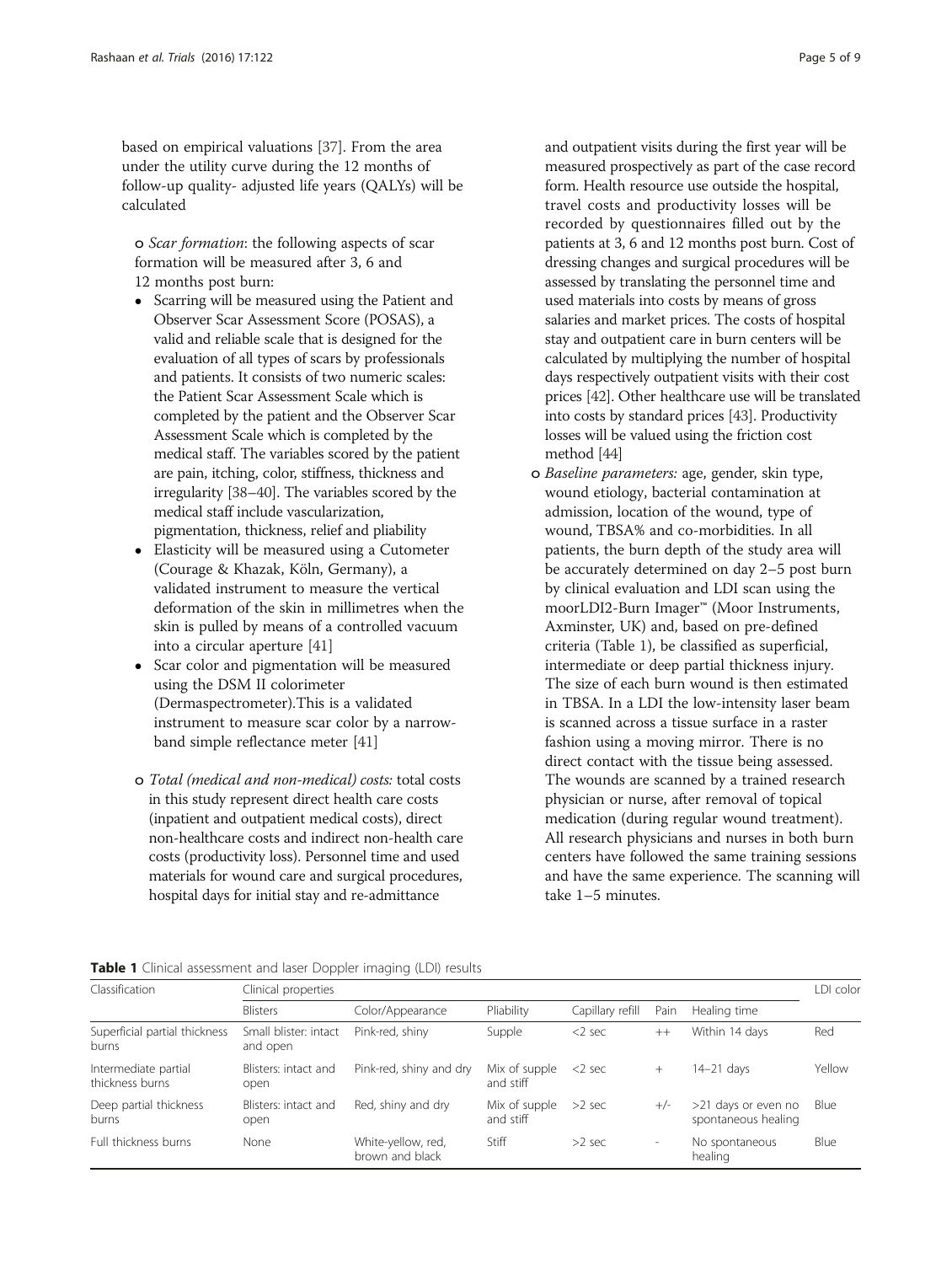based on empirical valuations [37]. From the area under the utility curve during the 12 months of follow-up quality- adjusted life years (QALYs) will be calculated

- *Scar formation*: the following aspects of scar formation will be measured after 3, 6 and 12 months post burn:
  - Scarring will be measured using the Patient and Observer Scar Assessment Score (POSAS), a valid and reliable scale that is designed for the evaluation of all types of scars by professionals and patients. It consists of two numeric scales: the Patient Scar Assessment Scale which is completed by the patient and the Observer Scar Assessment Scale which is completed by the medical staff. The variables scored by the patient are pain, itching, color, stiffness, thickness and irregularity [38–40]. The variables scored by the medical staff include vascularization, pigmentation, thickness, relief and pliability
  - Elasticity will be measured using a Cutometer (Courage & Khazak, Köln, Germany), a validated instrument to measure the vertical deformation of the skin in millimetres when the skin is pulled by means of a controlled vacuum into a circular aperture [41]
  - Scar color and pigmentation will be measured using the DSM II colorimeter (Dermaspectrometer).This is a validated instrument to measure scar color by a narrow-band simple reflectance meter [41]
- *Total (medical and non-medical) costs:* total costs in this study represent direct health care costs (inpatient and outpatient medical costs), direct non-healthcare costs and indirect non-health care costs (productivity loss). Personnel time and used materials for wound care and surgical procedures, hospital days for initial stay and re-admittance and outpatient visits during the first year will be measured prospectively as part of the case record form. Health resource use outside the hospital, travel costs and productivity losses will be recorded by questionnaires filled out by the patients at 3, 6 and 12 months post burn. Cost of dressing changes and surgical procedures will be assessed by translating the personnel time and used materials into costs by means of gross salaries and market prices. The costs of hospital stay and outpatient care in burn centers will be calculated by multiplying the number of hospital days respectively outpatient visits with their cost prices [42]. Other healthcare use will be translated into costs by standard prices [43]. Productivity losses will be valued using the friction cost method [44]
- *Baseline parameters:* age, gender, skin type, wound etiology, bacterial contamination at admission, location of the wound, type of wound, TBSA% and co-morbidities. In all patients, the burn depth of the study area will be accurately determined on day 2–5 post burn by clinical evaluation and LDI scan using the moorLDI2-Burn Imager™ (Moor Instruments, Axminster, UK) and, based on pre-defined criteria (Table 1), be classified as superficial, intermediate or deep partial thickness injury. The size of each burn wound is then estimated in TBSA. In a LDI the low-intensity laser beam is scanned across a tissue surface in a raster fashion using a moving mirror. There is no direct contact with the tissue being assessed. The wounds are scanned by a trained research physician or nurse, after removal of topical medication (during regular wound treatment). All research physicians and nurses in both burn centers have followed the same training sessions and have the same experience. The scanning will take 1–5 minutes.

**Table 1** Clinical assessment and laser Doppler imaging (LDI) results

| Classification | Clinical properties | | | | | | LDI color |
|---|---|---|---|---|---|---|---|
| | Blisters | Color/Appearance | Pliability | Capillary refill | Pain | Healing time | |
| Superficial partial thickness burns | Small blister: intact and open | Pink-red, shiny | Supple | <2 sec | ++ | Within 14 days | Red |
| Intermediate partial thickness burns | Blisters: intact and open | Pink-red, shiny and dry | Mix of supple and stiff | <2 sec | + | 14–21 days | Yellow |
| Deep partial thickness burns | Blisters: intact and open | Red, shiny and dry | Mix of supple and stiff | >2 sec | +/- | >21 days or even no spontaneous healing | Blue |
| Full thickness burns | None | White-yellow, red, brown and black | Stiff | >2 sec | - | No spontaneous healing | Blue |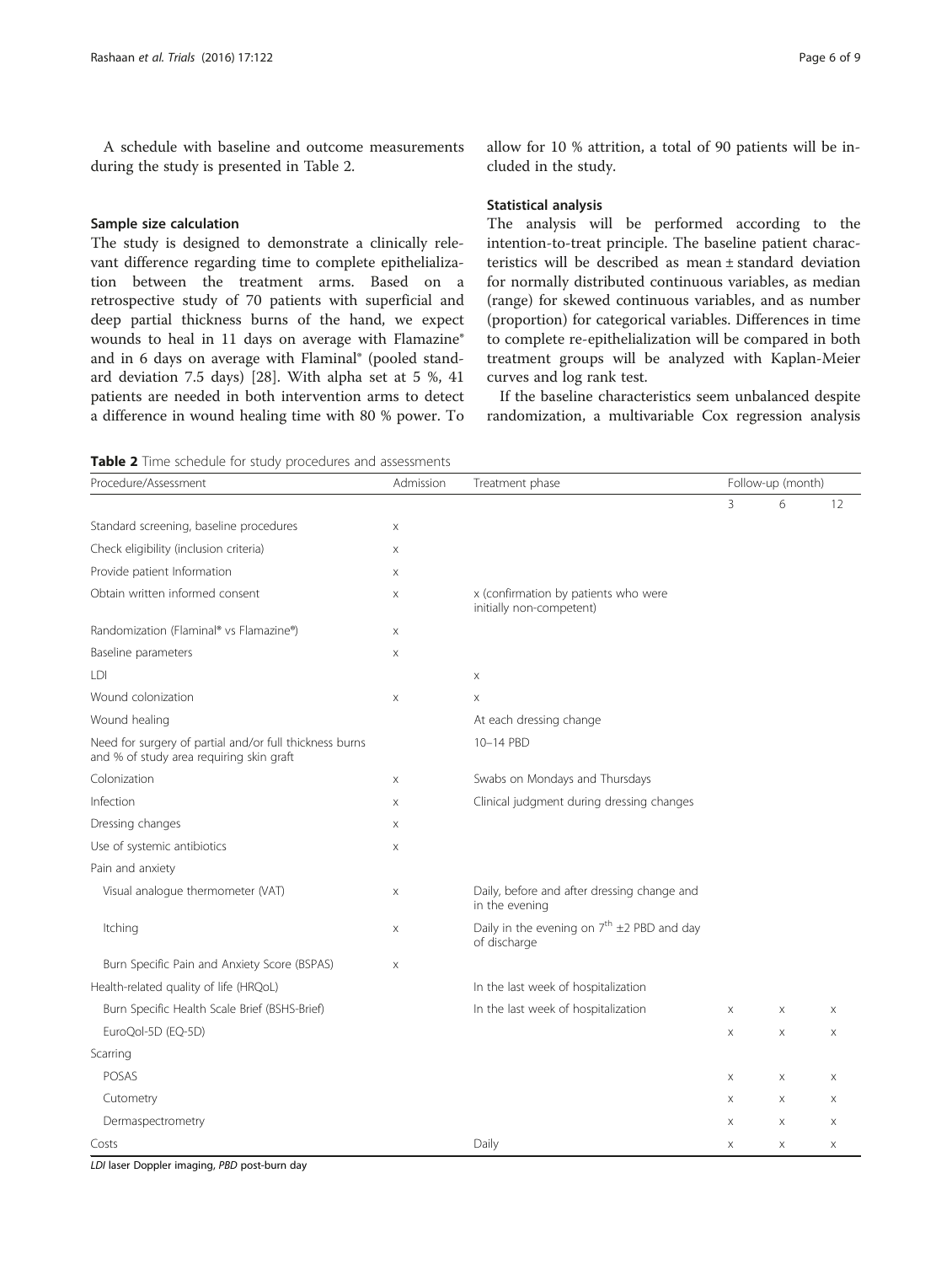A schedule with baseline and outcome measurements during the study is presented in Table 2.

### Sample size calculation

The study is designed to demonstrate a clinically relevant difference regarding time to complete epithelialization between the treatment arms. Based on a retrospective study of 70 patients with superficial and deep partial thickness burns of the hand, we expect wounds to heal in 11 days on average with Flamazine® and in 6 days on average with Flaminal® (pooled standard deviation 7.5 days) [28]. With alpha set at 5 %, 41 patients are needed in both intervention arms to detect a difference in wound healing time with 80 % power. To allow for 10 % attrition, a total of 90 patients will be included in the study.

### Statistical analysis

The analysis will be performed according to the intention-to-treat principle. The baseline patient characteristics will be described as mean ± standard deviation for normally distributed continuous variables, as median (range) for skewed continuous variables, and as number (proportion) for categorical variables. Differences in time to complete re-epithelialization will be compared in both treatment groups will be analyzed with Kaplan-Meier curves and log rank test.

If the baseline characteristics seem unbalanced despite randomization, a multivariable Cox regression analysis

**Table 2** Time schedule for study procedures and assessments

| Procedure/Assessment | Admission | Treatment phase | Follow-up (month) | | |
|---|---|---|---|---|---|
| | | | 3 | 6 | 12 |
| Standard screening, baseline procedures | x | | | | |
| Check eligibility (inclusion criteria) | x | | | | |
| Provide patient Information | x | | | | |
| Obtain written informed consent | x | x (confirmation by patients who were initially non-competent) | | | |
| Randomization (Flaminal® vs Flamazine®) | x | | | | |
| Baseline parameters | x | | | | |
| LDI | | x | | | |
| Wound colonization | x | x | | | |
| Wound healing | | At each dressing change | | | |
| Need for surgery of partial and/or full thickness burns and % of study area requiring skin graft | | 10–14 PBD | | | |
| Colonization | x | Swabs on Mondays and Thursdays | | | |
| Infection | x | Clinical judgment during dressing changes | | | |
| Dressing changes | x | | | | |
| Use of systemic antibiotics | x | | | | |
| Pain and anxiety | | | | | |
| Visual analogue thermometer (VAT) | x | Daily, before and after dressing change and in the evening | | | |
| Itching | x | Daily in the evening on $7^{th}$ ±2 PBD and day of discharge | | | |
| Burn Specific Pain and Anxiety Score (BSPAS) | x | | | | |
| Health-related quality of life (HRQoL) | | In the last week of hospitalization | | | |
| Burn Specific Health Scale Brief (BSHS-Brief) | | In the last week of hospitalization | x | x | x |
| EuroQol-5D (EQ-5D) | | | x | x | x |
| Scarring | | | | | |
| POSAS | | | x | x | x |
| Cutometry | | | x | x | x |
| Dermaspectrometry | | | x | x | x |
| Costs | | Daily | x | x | x |

*LDI* laser Doppler imaging, *PBD* post-burn day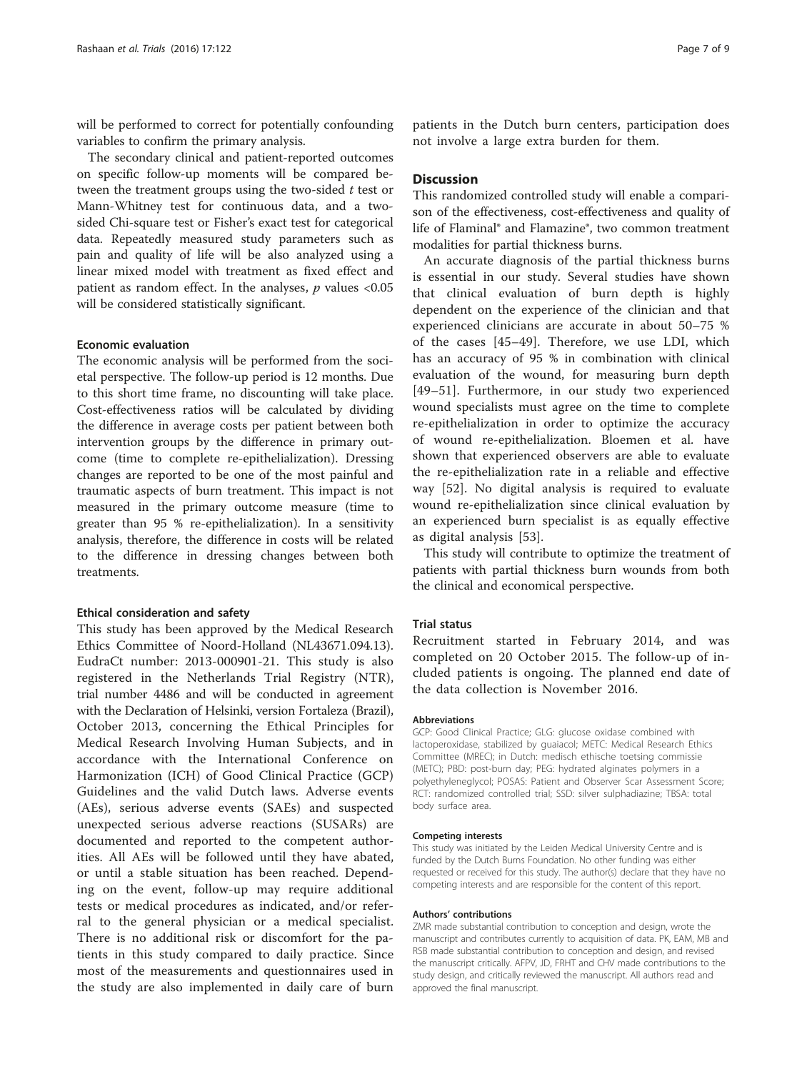will be performed to correct for potentially confounding variables to confirm the primary analysis.

The secondary clinical and patient-reported outcomes on specific follow-up moments will be compared between the treatment groups using the two-sided *t* test or Mann-Whitney test for continuous data, and a two-sided Chi-square test or Fisher's exact test for categorical data. Repeatedly measured study parameters such as pain and quality of life will be also analyzed using a linear mixed model with treatment as fixed effect and patient as random effect. In the analyses, $p$ values <0.05 will be considered statistically significant.

#### Economic evaluation

The economic analysis will be performed from the societal perspective. The follow-up period is 12 months. Due to this short time frame, no discounting will take place. Cost-effectiveness ratios will be calculated by dividing the difference in average costs per patient between both intervention groups by the difference in primary outcome (time to complete re-epithelialization). Dressing changes are reported to be one of the most painful and traumatic aspects of burn treatment. This impact is not measured in the primary outcome measure (time to greater than 95 % re-epithelialization). In a sensitivity analysis, therefore, the difference in costs will be related to the difference in dressing changes between both treatments.

#### Ethical consideration and safety

This study has been approved by the Medical Research Ethics Committee of Noord-Holland (NL43671.094.13). EudraCt number: 2013-000901-21. This study is also registered in the Netherlands Trial Registry (NTR), trial number 4486 and will be conducted in agreement with the Declaration of Helsinki, version Fortaleza (Brazil), October 2013, concerning the Ethical Principles for Medical Research Involving Human Subjects, and in accordance with the International Conference on Harmonization (ICH) of Good Clinical Practice (GCP) Guidelines and the valid Dutch laws. Adverse events (AEs), serious adverse events (SAEs) and suspected unexpected serious adverse reactions (SUSARs) are documented and reported to the competent authorities. All AEs will be followed until they have abated, or until a stable situation has been reached. Depending on the event, follow-up may require additional tests or medical procedures as indicated, and/or referral to the general physician or a medical specialist. There is no additional risk or discomfort for the patients in this study compared to daily practice. Since most of the measurements and questionnaires used in the study are also implemented in daily care of burn patients in the Dutch burn centers, participation does not involve a large extra burden for them.

## Discussion

This randomized controlled study will enable a comparison of the effectiveness, cost-effectiveness and quality of life of Flaminal® and Flamazine®, two common treatment modalities for partial thickness burns.

An accurate diagnosis of the partial thickness burns is essential in our study. Several studies have shown that clinical evaluation of burn depth is highly dependent on the experience of the clinician and that experienced clinicians are accurate in about 50–75 % of the cases [45–49]. Therefore, we use LDI, which has an accuracy of 95 % in combination with clinical evaluation of the wound, for measuring burn depth [49–51]. Furthermore, in our study two experienced wound specialists must agree on the time to complete re-epithelialization in order to optimize the accuracy of wound re-epithelialization. Bloemen et al. have shown that experienced observers are able to evaluate the re-epithelialization rate in a reliable and effective way [52]. No digital analysis is required to evaluate wound re-epithelialization since clinical evaluation by an experienced burn specialist is as equally effective as digital analysis [53].

This study will contribute to optimize the treatment of patients with partial thickness burn wounds from both the clinical and economical perspective.

## Trial status

Recruitment started in February 2014, and was completed on 20 October 2015. The follow-up of included patients is ongoing. The planned end date of the data collection is November 2016.

#### Abbreviations

GCP: Good Clinical Practice; GLG: glucose oxidase combined with lactoperoxidase, stabilized by guaiacol; METC: Medical Research Ethics Committee (MREC); in Dutch: medisch ethische toetsing commissie (METC); PBD: post-burn day; PEG: hydrated alginates polymers in a polyethyleneglycol; POSAS: Patient and Observer Scar Assessment Score; RCT: randomized controlled trial; SSD: silver sulphadiazine; TBSA: total body surface area.

#### Competing interests

This study was initiated by the Leiden Medical University Centre and is funded by the Dutch Burns Foundation. No other funding was either requested or received for this study. The author(s) declare that they have no competing interests and are responsible for the content of this report.

#### Authors' contributions

ZMR made substantial contribution to conception and design, wrote the manuscript and contributes currently to acquisition of data. PK, EAM, MB and RSB made substantial contribution to conception and design, and revised the manuscript critically. AFPV, JD, FRHT and CHV made contributions to the study design, and critically reviewed the manuscript. All authors read and approved the final manuscript.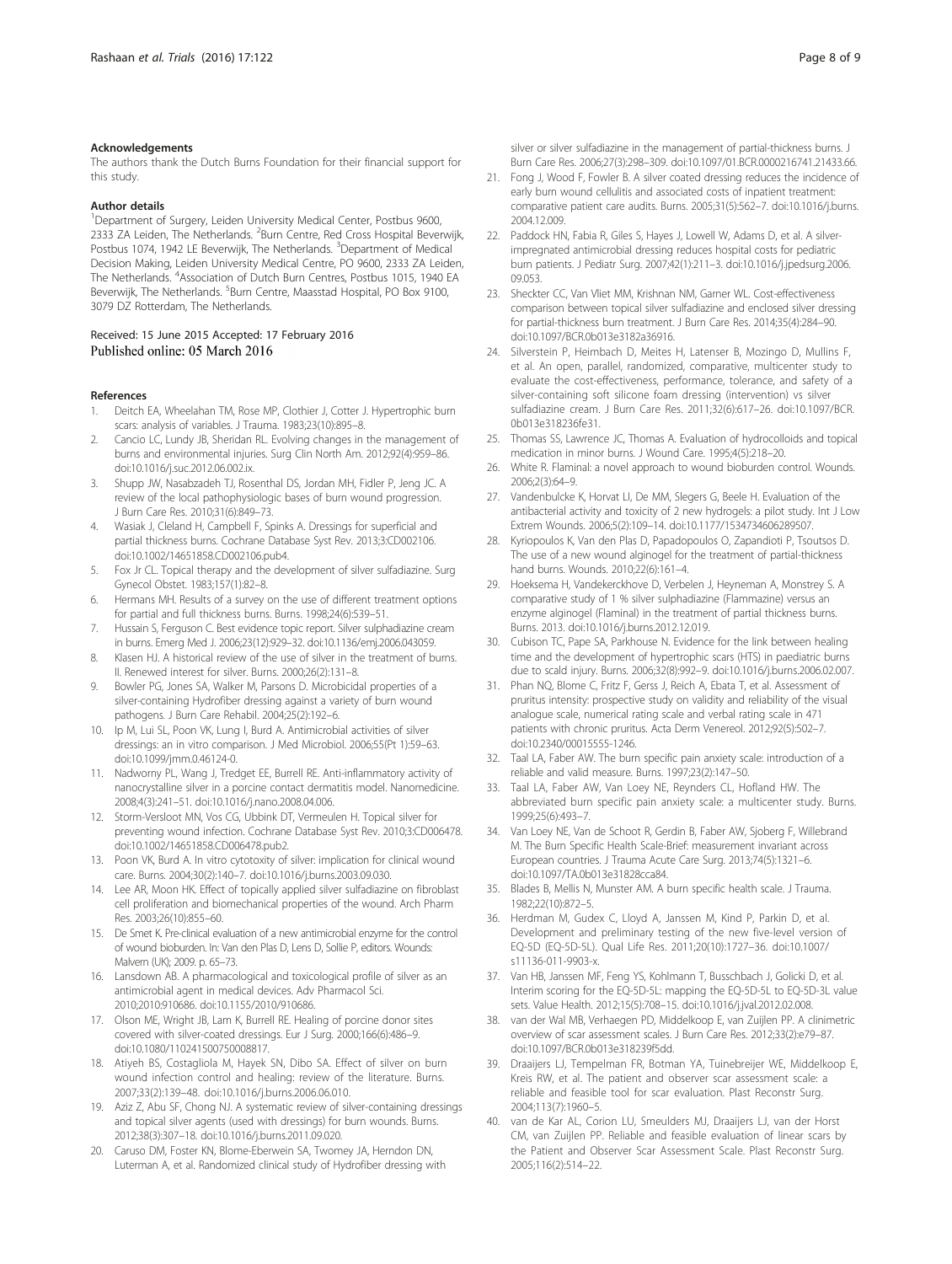#### Acknowledgements

The authors thank the Dutch Burns Foundation for their financial support for this study.

#### Author details

[1]Department of Surgery, Leiden University Medical Center, Postbus 9600, 2333 ZA Leiden, The Netherlands. [2]Burn Centre, Red Cross Hospital Beverwijk, Postbus 1074, 1942 LE Beverwijk, The Netherlands. [3]Department of Medical Decision Making, Leiden University Medical Centre, PO 9600, 2333 ZA Leiden, The Netherlands. [4]Association of Dutch Burn Centres, Postbus 1015, 1940 EA Beverwijk, The Netherlands. [5]Burn Centre, Maasstad Hospital, PO Box 9100, 3079 DZ Rotterdam, The Netherlands.

Received: 15 June 2015 Accepted: 17 February 2016
Published online: 05 March 2016

#### References

1. Deitch EA, Wheelahan TM, Rose MP, Clothier J, Cotter J. Hypertrophic burn scars: analysis of variables. J Trauma. 1983;23(10):895–8.
2. Cancio LC, Lundy JB, Sheridan RL. Evolving changes in the management of burns and environmental injuries. Surg Clin North Am. 2012;92(4):959–86. doi:10.1016/j.suc.2012.06.002.ix.
3. Shupp JW, Nasabzadeh TJ, Rosenthal DS, Jordan MH, Fidler P, Jeng JC. A review of the local pathophysiologic bases of burn wound progression. J Burn Care Res. 2010;31(6):849–73.
4. Wasiak J, Cleland H, Campbell F, Spinks A. Dressings for superficial and partial thickness burns. Cochrane Database Syst Rev. 2013;3:CD002106. doi:10.1002/14651858.CD002106.pub4.
5. Fox Jr CL. Topical therapy and the development of silver sulfadiazine. Surg Gynecol Obstet. 1983;157(1):82–8.
6. Hermans MH. Results of a survey on the use of different treatment options for partial and full thickness burns. Burns. 1998;24(6):539–51.
7. Hussain S, Ferguson C. Best evidence topic report. Silver sulphadiazine cream in burns. Emerg Med J. 2006;23(12):929–32. doi:10.1136/emj.2006.043059.
8. Klasen HJ. A historical review of the use of silver in the treatment of burns. II. Renewed interest for silver. Burns. 2000;26(2):131–8.
9. Bowler PG, Jones SA, Walker M, Parsons D. Microbicidal properties of a silver-containing Hydrofiber dressing against a variety of burn wound pathogens. J Burn Care Rehabil. 2004;25(2):192–6.
10. Ip M, Lui SL, Poon VK, Lung I, Burd A. Antimicrobial activities of silver dressings: an in vitro comparison. J Med Microbiol. 2006;55(Pt 1):59–63. doi:10.1099/jmm.0.46124-0.
11. Nadworny PL, Wang J, Tredget EE, Burrell RE. Anti-inflammatory activity of nanocrystalline silver in a porcine contact dermatitis model. Nanomedicine. 2008;4(3):241–51. doi:10.1016/j.nano.2008.04.006.
12. Storm-Versloot MN, Vos CG, Ubbink DT, Vermeulen H. Topical silver for preventing wound infection. Cochrane Database Syst Rev. 2010;3:CD006478. doi:10.1002/14651858.CD006478.pub2.
13. Poon VK, Burd A. In vitro cytotoxity of silver: implication for clinical wound care. Burns. 2004;30(2):140–7. doi:10.1016/j.burns.2003.09.030.
14. Lee AR, Moon HK. Effect of topically applied silver sulfadiazine on fibroblast cell proliferation and biomechanical properties of the wound. Arch Pharm Res. 2003;26(10):855–60.
15. De Smet K. Pre-clinical evaluation of a new antimicrobial enzyme for the control of wound bioburden. In: Van den Plas D, Lens D, Sollie P, editors. Wounds: Malvern (UK); 2009. p. 65–73.
16. Lansdown AB. A pharmacological and toxicological profile of silver as an antimicrobial agent in medical devices. Adv Pharmacol Sci. 2010;2010:910686. doi:10.1155/2010/910686.
17. Olson ME, Wright JB, Lam K, Burrell RE. Healing of porcine donor sites covered with silver-coated dressings. Eur J Surg. 2000;166(6):486–9. doi:10.1080/110241500750008817.
18. Atiyeh BS, Costagliola M, Hayek SN, Dibo SA. Effect of silver on burn wound infection control and healing: review of the literature. Burns. 2007;33(2):139–48. doi:10.1016/j.burns.2006.06.010.
19. Aziz Z, Abu SF, Chong NJ. A systematic review of silver-containing dressings and topical silver agents (used with dressings) for burn wounds. Burns. 2012;38(3):307–18. doi:10.1016/j.burns.2011.09.020.
20. Caruso DM, Foster KN, Blome-Eberwein SA, Twomey JA, Herndon DN, Luterman A, et al. Randomized clinical study of Hydrofiber dressing with silver or silver sulfadiazine in the management of partial-thickness burns. J Burn Care Res. 2006;27(3):298–309. doi:10.1097/01.BCR.0000216741.21433.66.
21. Fong J, Wood F, Fowler B. A silver coated dressing reduces the incidence of early burn wound cellulitis and associated costs of inpatient treatment: comparative patient care audits. Burns. 2005;31(5):562–7. doi:10.1016/j.burns.2004.12.009.
22. Paddock HN, Fabia R, Giles S, Hayes J, Lowell W, Adams D, et al. A silver-impregnated antimicrobial dressing reduces hospital costs for pediatric burn patients. J Pediatr Surg. 2007;42(1):211–3. doi:10.1016/j.jpedsurg.2006.09.053.
23. Sheckter CC, Van Vliet MM, Krishnan NM, Garner WL. Cost-effectiveness comparison between topical silver sulfadiazine and enclosed silver dressing for partial-thickness burn treatment. J Burn Care Res. 2014;35(4):284–90. doi:10.1097/BCR.0b013e3182a36916.
24. Silverstein P, Heimbach D, Meites H, Latenser B, Mozingo D, Mullins F, et al. An open, parallel, randomized, comparative, multicenter study to evaluate the cost-effectiveness, performance, tolerance, and safety of a silver-containing soft silicone foam dressing (intervention) vs silver sulfadiazine cream. J Burn Care Res. 2011;32(6):617–26. doi:10.1097/BCR.0b013e318236fe31.
25. Thomas SS, Lawrence JC, Thomas A. Evaluation of hydrocolloids and topical medication in minor burns. J Wound Care. 1995;4(5):218–20.
26. White R. Flaminal: a novel approach to wound bioburden control. Wounds. 2006;2(3):64–9.
27. Vandenbulcke K, Horvat LI, De MM, Slegers G, Beele H. Evaluation of the antibacterial activity and toxicity of 2 new hydrogels: a pilot study. Int J Low Extrem Wounds. 2006;5(2):109–14. doi:10.1177/1534734606289507.
28. Kyriopoulos K, Van den Plas D, Papadopoulos O, Zapandioti P, Tsoutsos D. The use of a new wound alginogel for the treatment of partial-thickness hand burns. Wounds. 2010;22(6):161–4.
29. Hoeksema H, Vandekerckhove D, Verbelen J, Heyneman A, Monstrey S. A comparative study of 1 % silver sulphadiazine (Flammazine) versus an enzyme alginogel (Flaminal) in the treatment of partial thickness burns. Burns. 2013. doi:10.1016/j.burns.2012.12.019.
30. Cubison TC, Pape SA, Parkhouse N. Evidence for the link between healing time and the development of hypertrophic scars (HTS) in paediatric burns due to scald injury. Burns. 2006;32(8):992–9. doi:10.1016/j.burns.2006.02.007.
31. Phan NQ, Blome C, Fritz F, Gerss J, Reich A, Ebata T, et al. Assessment of pruritus intensity: prospective study on validity and reliability of the visual analogue scale, numerical rating scale and verbal rating scale in 471 patients with chronic pruritus. Acta Derm Venereol. 2012;92(5):502–7. doi:10.2340/00015555-1246.
32. Taal LA, Faber AW. The burn specific pain anxiety scale: introduction of a reliable and valid measure. Burns. 1997;23(2):147–50.
33. Taal LA, Faber AW, Van Loey NE, Reynders CL, Hofland HW. The abbreviated burn specific pain anxiety scale: a multicenter study. Burns. 1999;25(6):493–7.
34. Van Loey NE, Van de Schoot R, Gerdin B, Faber AW, Sjoberg F, Willebrand M. The Burn Specific Health Scale-Brief: measurement invariant across European countries. J Trauma Acute Care Surg. 2013;74(5):1321–6. doi:10.1097/TA.0b013e31828cca84.
35. Blades B, Mellis N, Munster AM. A burn specific health scale. J Trauma. 1982;22(10):872–5.
36. Herdman M, Gudex C, Lloyd A, Janssen M, Kind P, Parkin D, et al. Development and preliminary testing of the new five-level version of EQ-5D (EQ-5D-5L). Qual Life Res. 2011;20(10):1727–36. doi:10.1007/s11136-011-9903-x.
37. Van HB, Janssen MF, Feng YS, Kohlmann T, Busschbach J, Golicki D, et al. Interim scoring for the EQ-5D-5L: mapping the EQ-5D-5L to EQ-5D-3L value sets. Value Health. 2012;15(5):708–15. doi:10.1016/j.jval.2012.02.008.
38. van der Wal MB, Verhaegen PD, Middelkoop E, van Zuijlen PP. A clinimetric overview of scar assessment scales. J Burn Care Res. 2012;33(2):e79–87. doi:10.1097/BCR.0b013e318239f5dd.
39. Draaijers LJ, Tempelman FR, Botman YA, Tuinebreijer WE, Middelkoop E, Kreis RW, et al. The patient and observer scar assessment scale: a reliable and feasible tool for scar evaluation. Plast Reconstr Surg. 2004;113(7):1960–5.
40. van de Kar AL, Corion LU, Smeulders MJ, Draaijers LJ, van der Horst CM, van Zuijlen PP. Reliable and feasible evaluation of linear scars by the Patient and Observer Scar Assessment Scale. Plast Reconstr Surg. 2005;116(2):514–22.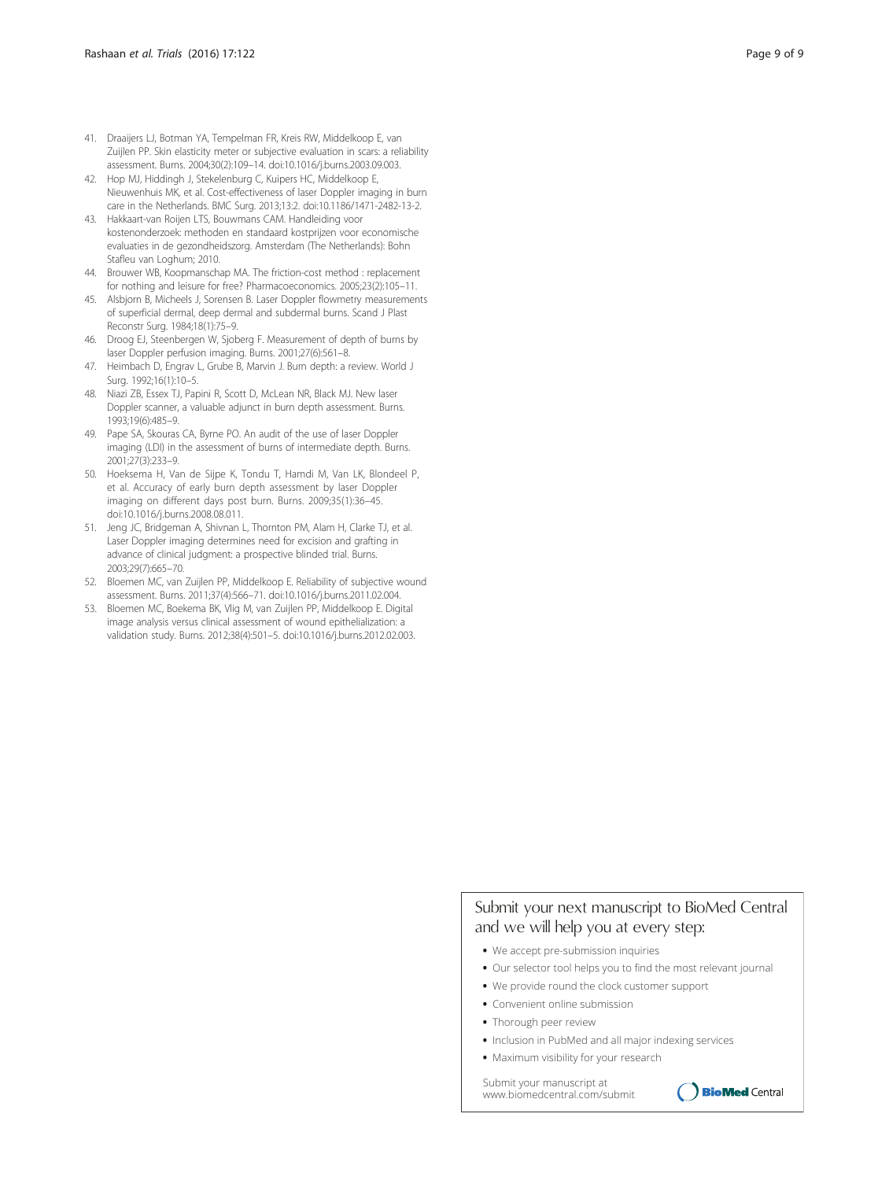41. Draaijers LJ, Botman YA, Tempelman FR, Kreis RW, Middelkoop E, van Zuijlen PP. Skin elasticity meter or subjective evaluation in scars: a reliability assessment. Burns. 2004;30(2):109–14. doi:10.1016/j.burns.2003.09.003.
42. Hop MJ, Hiddingh J, Stekelenburg C, Kuipers HC, Middelkoop E, Nieuwenhuis MK, et al. Cost-effectiveness of laser Doppler imaging in burn care in the Netherlands. BMC Surg. 2013;13:2. doi:10.1186/1471-2482-13-2.
43. Hakkaart-van Roijen LTS, Bouwmans CAM. Handleiding voor kostenonderzoek: methoden en standaard kostprijzen voor economische evaluaties in de gezondheidszorg. Amsterdam (The Netherlands): Bohn Stafleu van Loghum; 2010.
44. Brouwer WB, Koopmanschap MA. The friction-cost method : replacement for nothing and leisure for free? Pharmacoeconomics. 2005;23(2):105–11.
45. Alsbjorn B, Micheels J, Sorensen B. Laser Doppler flowmetry measurements of superficial dermal, deep dermal and subdermal burns. Scand J Plast Reconstr Surg. 1984;18(1):75–9.
46. Droog EJ, Steenbergen W, Sjoberg F. Measurement of depth of burns by laser Doppler perfusion imaging. Burns. 2001;27(6):561–8.
47. Heimbach D, Engrav L, Grube B, Marvin J. Burn depth: a review. World J Surg. 1992;16(1):10–5.
48. Niazi ZB, Essex TJ, Papini R, Scott D, McLean NR, Black MJ. New laser Doppler scanner, a valuable adjunct in burn depth assessment. Burns. 1993;19(6):485–9.
49. Pape SA, Skouras CA, Byrne PO. An audit of the use of laser Doppler imaging (LDI) in the assessment of burns of intermediate depth. Burns. 2001;27(3):233–9.
50. Hoeksema H, Van de Sijpe K, Tondu T, Hamdi M, Van LK, Blondeel P, et al. Accuracy of early burn depth assessment by laser Doppler imaging on different days post burn. Burns. 2009;35(1):36–45. doi:10.1016/j.burns.2008.08.011.
51. Jeng JC, Bridgeman A, Shivnan L, Thornton PM, Alam H, Clarke TJ, et al. Laser Doppler imaging determines need for excision and grafting in advance of clinical judgment: a prospective blinded trial. Burns. 2003;29(7):665–70.
52. Bloemen MC, van Zuijlen PP, Middelkoop E. Reliability of subjective wound assessment. Burns. 2011;37(4):566–71. doi:10.1016/j.burns.2011.02.004.
53. Bloemen MC, Boekema BK, Vlig M, van Zuijlen PP, Middelkoop E. Digital image analysis versus clinical assessment of wound epithelialization: a validation study. Burns. 2012;38(4):501–5. doi:10.1016/j.burns.2012.02.003.

Submit your next manuscript to BioMed Central and we will help you at every step:

- We accept pre-submission inquiries
- Our selector tool helps you to find the most relevant journal
- We provide round the clock customer support
- Convenient online submission
- Thorough peer review
- Inclusion in PubMed and all major indexing services
- Maximum visibility for your research

Submit your manuscript at www.biomedcentral.com/submit

BioMed Central